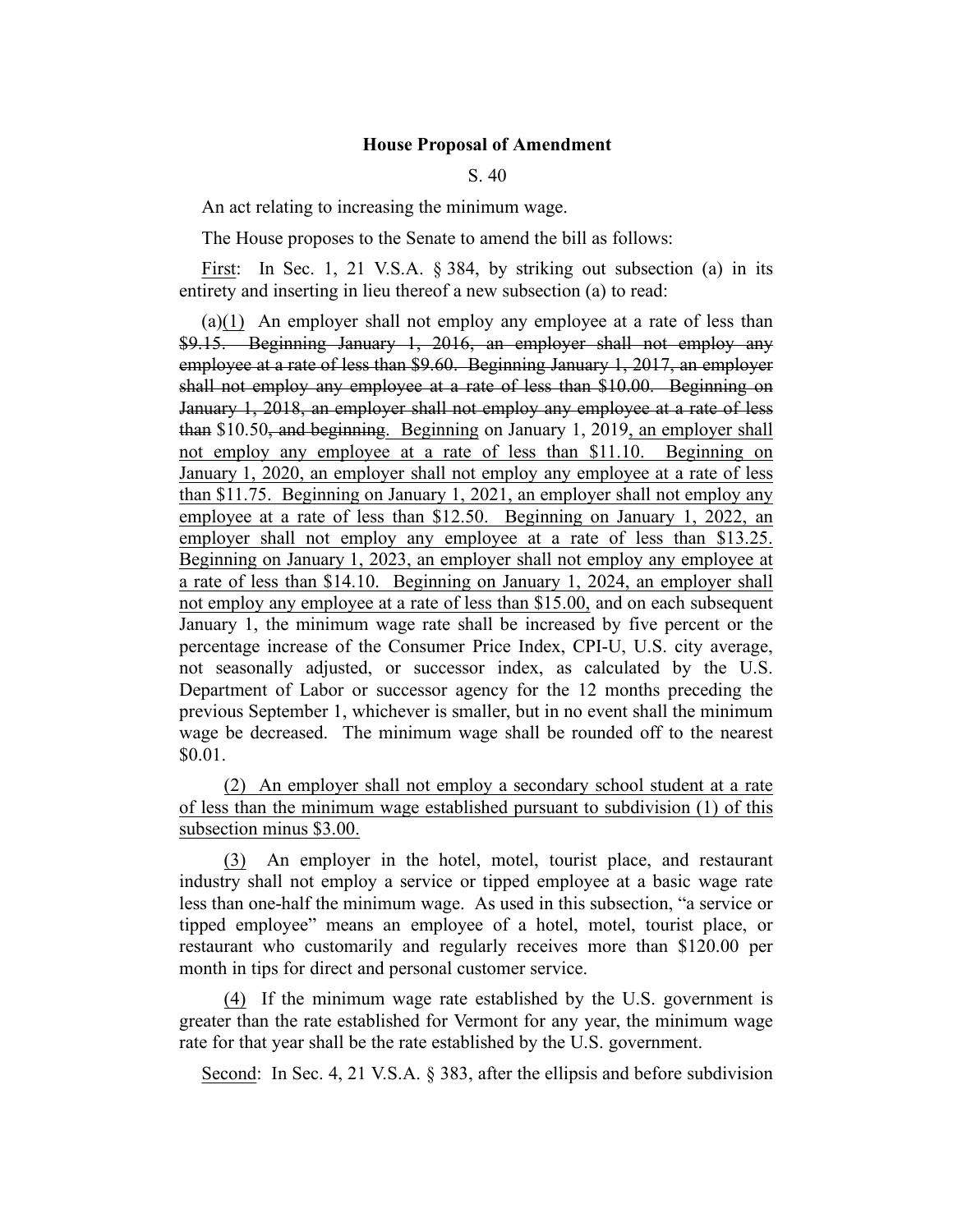**House Proposal of Amendment**

S. 40

An act relating to increasing the minimum wage.

The House proposes to the Senate to amend the bill as follows:

<u>First</u>: In Sec. 1, 21 V.S.A. § 384, by striking out subsection (a) in its entirety and inserting in lieu thereof a new subsection (a) to read:

(a)<u>(1)</u> An employer shall not employ any employee at a rate of less than ~~$9.15. Beginning January 1, 2016, an employer shall not employ any employee at a rate of less than $9.60. Beginning January 1, 2017, an employer shall not employ any employee at a rate of less than $10.00. Beginning on January 1, 2018, an employer shall not employ any employee at a rate of less than~~ $10.50~~, and beginning~~<u>. Beginning</u> on January 1, 2019<u>, an employer shall not employ any employee at a rate of less than $11.10. Beginning on January 1, 2020, an employer shall not employ any employee at a rate of less than $11.75. Beginning on January 1, 2021, an employer shall not employ any employee at a rate of less than $12.50. Beginning on January 1, 2022, an employer shall not employ any employee at a rate of less than $13.25. Beginning on January 1, 2023, an employer shall not employ any employee at a rate of less than $14.10. Beginning on January 1, 2024, an employer shall not employ any employee at a rate of less than $15.00,</u> and on each subsequent January 1, the minimum wage rate shall be increased by five percent or the percentage increase of the Consumer Price Index, CPI-U, U.S. city average, not seasonally adjusted, or successor index, as calculated by the U.S. Department of Labor or successor agency for the 12 months preceding the previous September 1, whichever is smaller, but in no event shall the minimum wage be decreased. The minimum wage shall be rounded off to the nearest $0.01.

<u>(2) An employer shall not employ a secondary school student at a rate of less than the minimum wage established pursuant to subdivision (1) of this subsection minus $3.00.</u>

<u>(3)</u> An employer in the hotel, motel, tourist place, and restaurant industry shall not employ a service or tipped employee at a basic wage rate less than one-half the minimum wage. As used in this subsection, "a service or tipped employee" means an employee of a hotel, motel, tourist place, or restaurant who customarily and regularly receives more than $120.00 per month in tips for direct and personal customer service.

<u>(4)</u> If the minimum wage rate established by the U.S. government is greater than the rate established for Vermont for any year, the minimum wage rate for that year shall be the rate established by the U.S. government.

<u>Second</u>: In Sec. 4, 21 V.S.A. § 383, after the ellipsis and before subdivision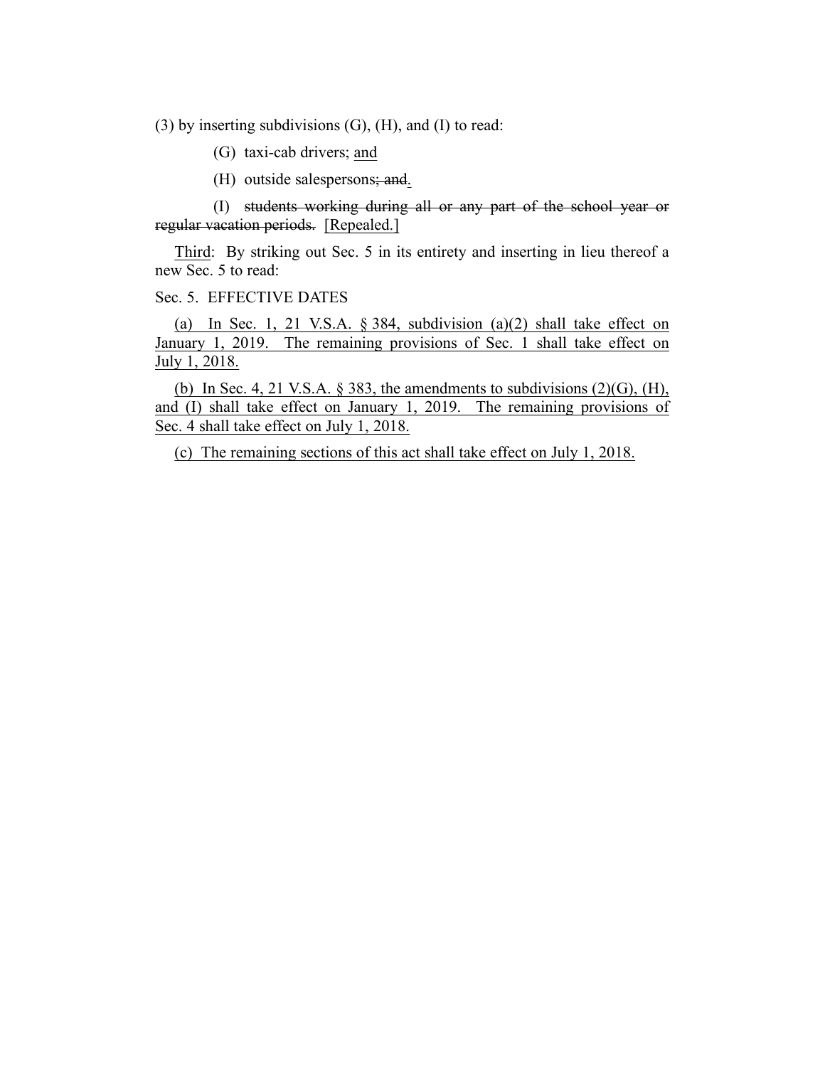(3) by inserting subdivisions (G), (H), and (I) to read:

(G) taxi-cab drivers; <u>and</u>

(H) outside salespersons~~; and~~<u>.</u>

(I) ~~students working during all or any part of the school year or regular vacation periods.~~ <u>[Repealed.]</u>

<u>Third</u>: By striking out Sec. 5 in its entirety and inserting in lieu thereof a new Sec. 5 to read:

Sec. 5. EFFECTIVE DATES

<u>(a) In Sec. 1, 21 V.S.A. § 384, subdivision (a)(2) shall take effect on January 1, 2019. The remaining provisions of Sec. 1 shall take effect on July 1, 2018.</u>

<u>(b) In Sec. 4, 21 V.S.A. § 383, the amendments to subdivisions (2)(G), (H), and (I) shall take effect on January 1, 2019. The remaining provisions of Sec. 4 shall take effect on July 1, 2018.</u>

<u>(c) The remaining sections of this act shall take effect on July 1, 2018.</u>